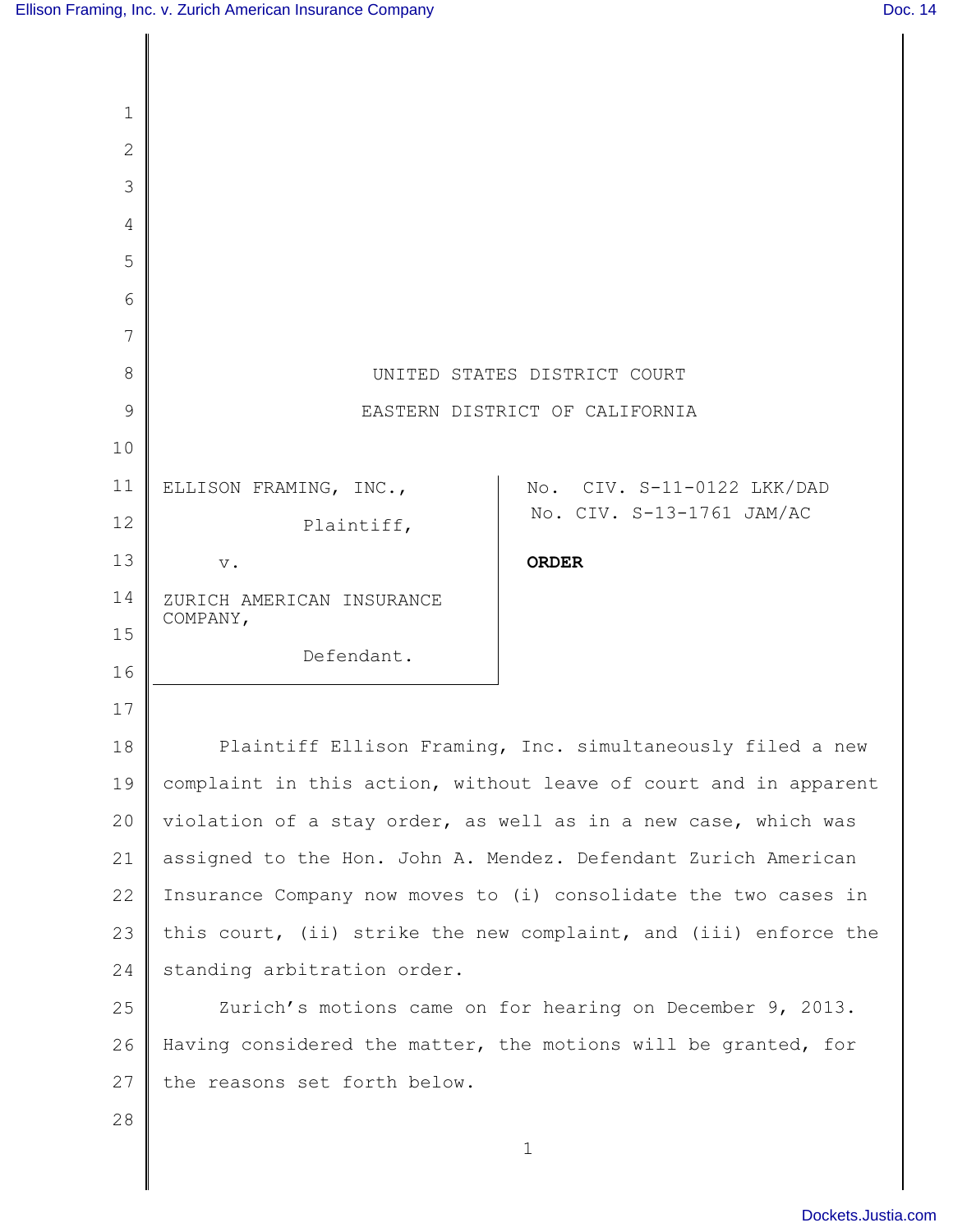UNITED STATES DISTRICT COURT

EASTERN DISTRICT OF CALIFORNIA

| | |
|---|---|
| ELLISON FRAMING, INC.,<br>Plaintiff,<br>v.<br>ZURICH AMERICAN INSURANCE COMPANY,<br>Defendant. | No. CIV. S-11-0122 LKK/DAD<br>No. CIV. S-13-1761 JAM/AC<br>**ORDER** |

Plaintiff Ellison Framing, Inc. simultaneously filed a new complaint in this action, without leave of court and in apparent violation of a stay order, as well as in a new case, which was assigned to the Hon. John A. Mendez. Defendant Zurich American Insurance Company now moves to (i) consolidate the two cases in this court, (ii) strike the new complaint, and (iii) enforce the standing arbitration order.

Zurich's motions came on for hearing on December 9, 2013. Having considered the matter, the motions will be granted, for the reasons set forth below.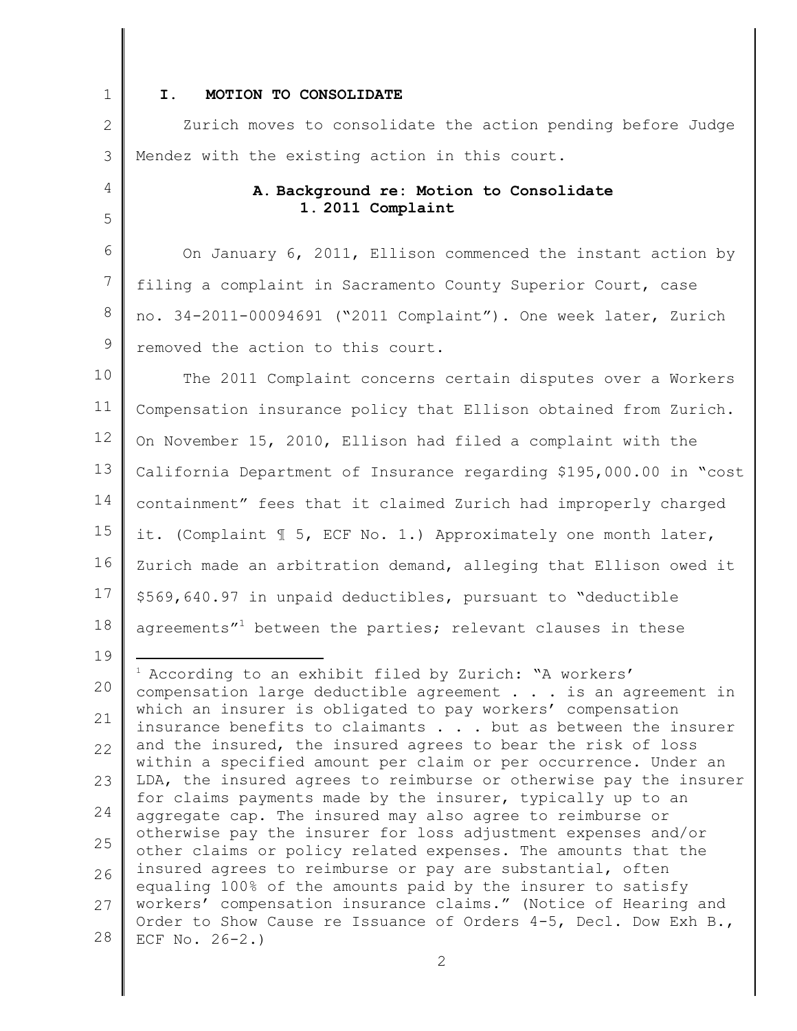## I. MOTION TO CONSOLIDATE

Zurich moves to consolidate the action pending before Judge Mendez with the existing action in this court.

### A. Background re: Motion to Consolidate

#### 1. 2011 Complaint

On January 6, 2011, Ellison commenced the instant action by filing a complaint in Sacramento County Superior Court, case no. 34-2011-00094691 ("2011 Complaint"). One week later, Zurich removed the action to this court.

The 2011 Complaint concerns certain disputes over a Workers Compensation insurance policy that Ellison obtained from Zurich. On November 15, 2010, Ellison had filed a complaint with the California Department of Insurance regarding $195,000.00 in "cost containment" fees that it claimed Zurich had improperly charged it. (Complaint ¶ 5, ECF No. 1.) Approximately one month later, Zurich made an arbitration demand, alleging that Ellison owed it $569,640.97 in unpaid deductibles, pursuant to "deductible agreements"[1] between the parties; relevant clauses in these

[1] According to an exhibit filed by Zurich: "A workers' compensation large deductible agreement . . . is an agreement in which an insurer is obligated to pay workers' compensation insurance benefits to claimants . . . but as between the insurer and the insured, the insured agrees to bear the risk of loss within a specified amount per claim or per occurrence. Under an LDA, the insured agrees to reimburse or otherwise pay the insurer for claims payments made by the insurer, typically up to an aggregate cap. The insured may also agree to reimburse or otherwise pay the insurer for loss adjustment expenses and/or other claims or policy related expenses. The amounts that the insured agrees to reimburse or pay are substantial, often equaling 100% of the amounts paid by the insurer to satisfy workers' compensation insurance claims." (Notice of Hearing and Order to Show Cause re Issuance of Orders 4-5, Decl. Dow Exh B., ECF No. 26-2.)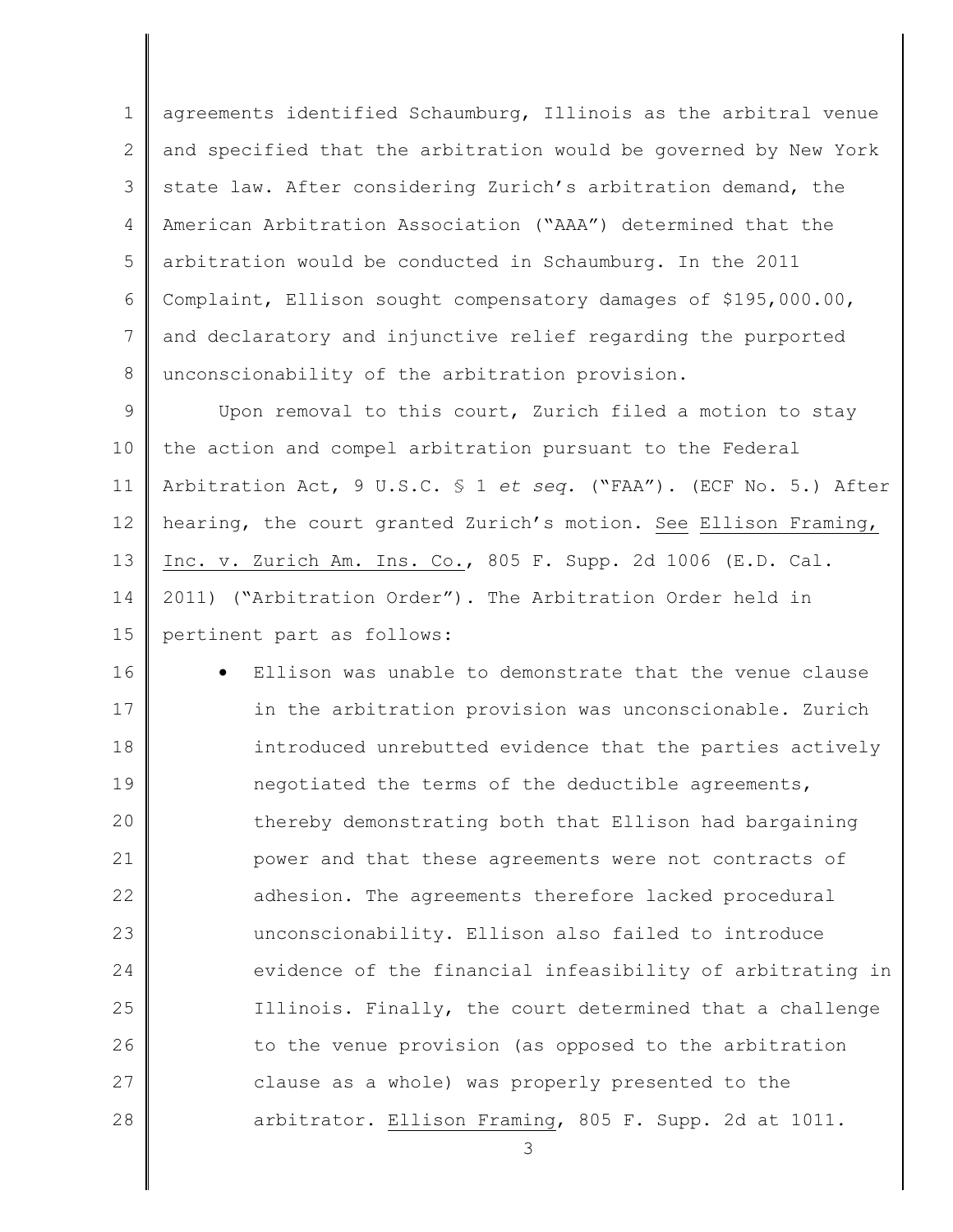agreements identified Schaumburg, Illinois as the arbitral venue and specified that the arbitration would be governed by New York state law. After considering Zurich's arbitration demand, the American Arbitration Association ("AAA") determined that the arbitration would be conducted in Schaumburg. In the 2011 Complaint, Ellison sought compensatory damages of $195,000.00, and declaratory and injunctive relief regarding the purported unconscionability of the arbitration provision.

Upon removal to this court, Zurich filed a motion to stay the action and compel arbitration pursuant to the Federal Arbitration Act, 9 U.S.C. § 1 *et seq.* ("FAA"). (ECF No. 5.) After hearing, the court granted Zurich's motion. See Ellison Framing, Inc. v. Zurich Am. Ins. Co., 805 F. Supp. 2d 1006 (E.D. Cal. 2011) ("Arbitration Order"). The Arbitration Order held in pertinent part as follows:

- Ellison was unable to demonstrate that the venue clause in the arbitration provision was unconscionable. Zurich introduced unrebutted evidence that the parties actively negotiated the terms of the deductible agreements, thereby demonstrating both that Ellison had bargaining power and that these agreements were not contracts of adhesion. The agreements therefore lacked procedural unconscionability. Ellison also failed to introduce evidence of the financial infeasibility of arbitrating in Illinois. Finally, the court determined that a challenge to the venue provision (as opposed to the arbitration clause as a whole) was properly presented to the arbitrator. Ellison Framing, 805 F. Supp. 2d at 1011.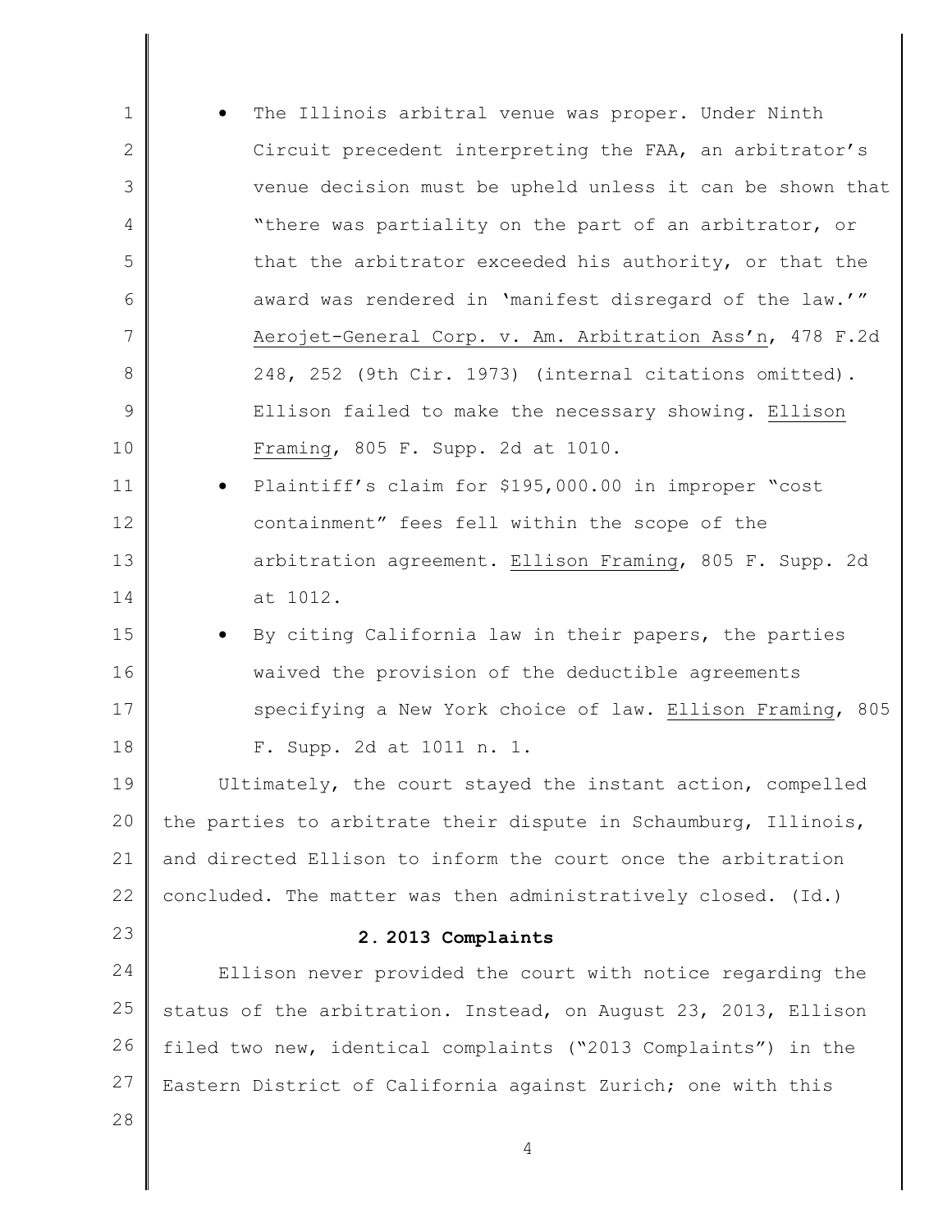- The Illinois arbitral venue was proper. Under Ninth Circuit precedent interpreting the FAA, an arbitrator's venue decision must be upheld unless it can be shown that "there was partiality on the part of an arbitrator, or that the arbitrator exceeded his authority, or that the award was rendered in 'manifest disregard of the law.'" Aerojet-General Corp. v. Am. Arbitration Ass'n, 478 F.2d 248, 252 (9th Cir. 1973) (internal citations omitted). Ellison failed to make the necessary showing. Ellison Framing, 805 F. Supp. 2d at 1010.
- Plaintiff's claim for $195,000.00 in improper "cost containment" fees fell within the scope of the arbitration agreement. Ellison Framing, 805 F. Supp. 2d at 1012.
- By citing California law in their papers, the parties waived the provision of the deductible agreements specifying a New York choice of law. Ellison Framing, 805 F. Supp. 2d at 1011 n. 1.

Ultimately, the court stayed the instant action, compelled the parties to arbitrate their dispute in Schaumburg, Illinois, and directed Ellison to inform the court once the arbitration concluded. The matter was then administratively closed. (Id.)

### 2. 2013 Complaints

Ellison never provided the court with notice regarding the status of the arbitration. Instead, on August 23, 2013, Ellison filed two new, identical complaints ("2013 Complaints") in the Eastern District of California against Zurich; one with this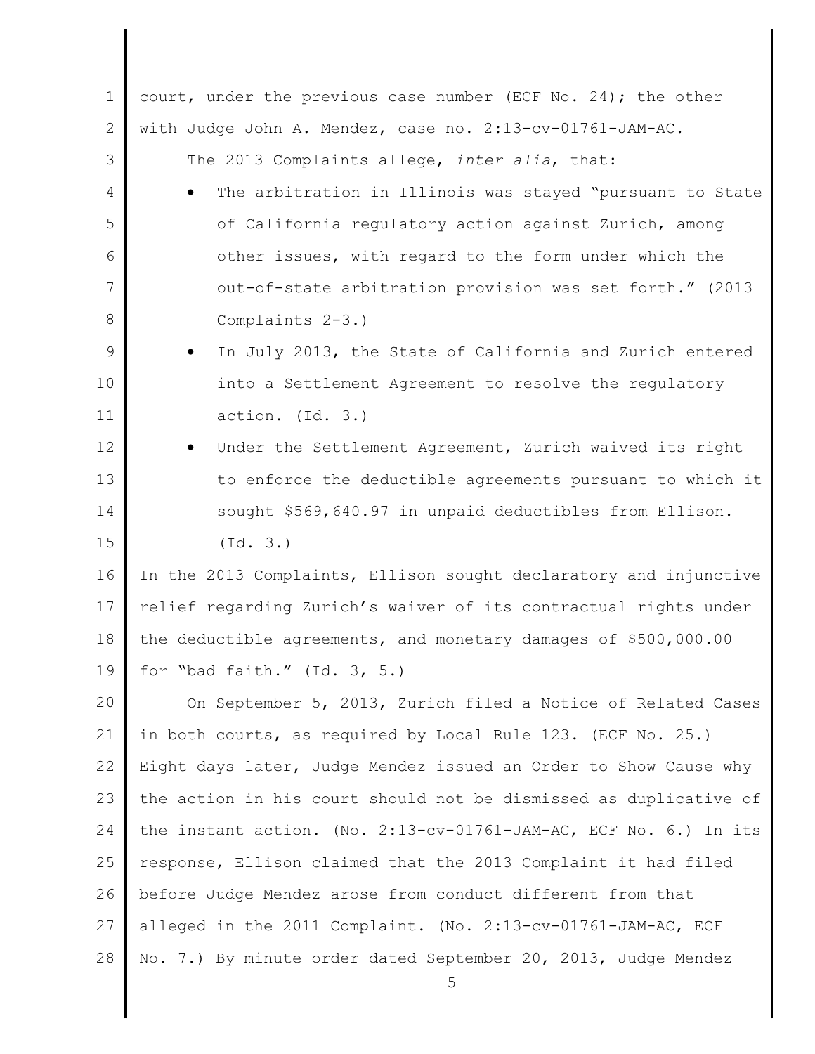court, under the previous case number (ECF No. 24); the other with Judge John A. Mendez, case no. 2:13-cv-01761-JAM-AC.

The 2013 Complaints allege, *inter alia*, that:

- The arbitration in Illinois was stayed "pursuant to State of California regulatory action against Zurich, among other issues, with regard to the form under which the out-of-state arbitration provision was set forth." (2013 Complaints 2-3.)
- In July 2013, the State of California and Zurich entered into a Settlement Agreement to resolve the regulatory action. (Id. 3.)
- Under the Settlement Agreement, Zurich waived its right to enforce the deductible agreements pursuant to which it sought $569,640.97 in unpaid deductibles from Ellison. (Id. 3.)

In the 2013 Complaints, Ellison sought declaratory and injunctive relief regarding Zurich's waiver of its contractual rights under the deductible agreements, and monetary damages of $500,000.00 for "bad faith." (Id. 3, 5.)

On September 5, 2013, Zurich filed a Notice of Related Cases in both courts, as required by Local Rule 123. (ECF No. 25.) Eight days later, Judge Mendez issued an Order to Show Cause why the action in his court should not be dismissed as duplicative of the instant action. (No. 2:13-cv-01761-JAM-AC, ECF No. 6.) In its response, Ellison claimed that the 2013 Complaint it had filed before Judge Mendez arose from conduct different from that alleged in the 2011 Complaint. (No. 2:13-cv-01761-JAM-AC, ECF No. 7.) By minute order dated September 20, 2013, Judge Mendez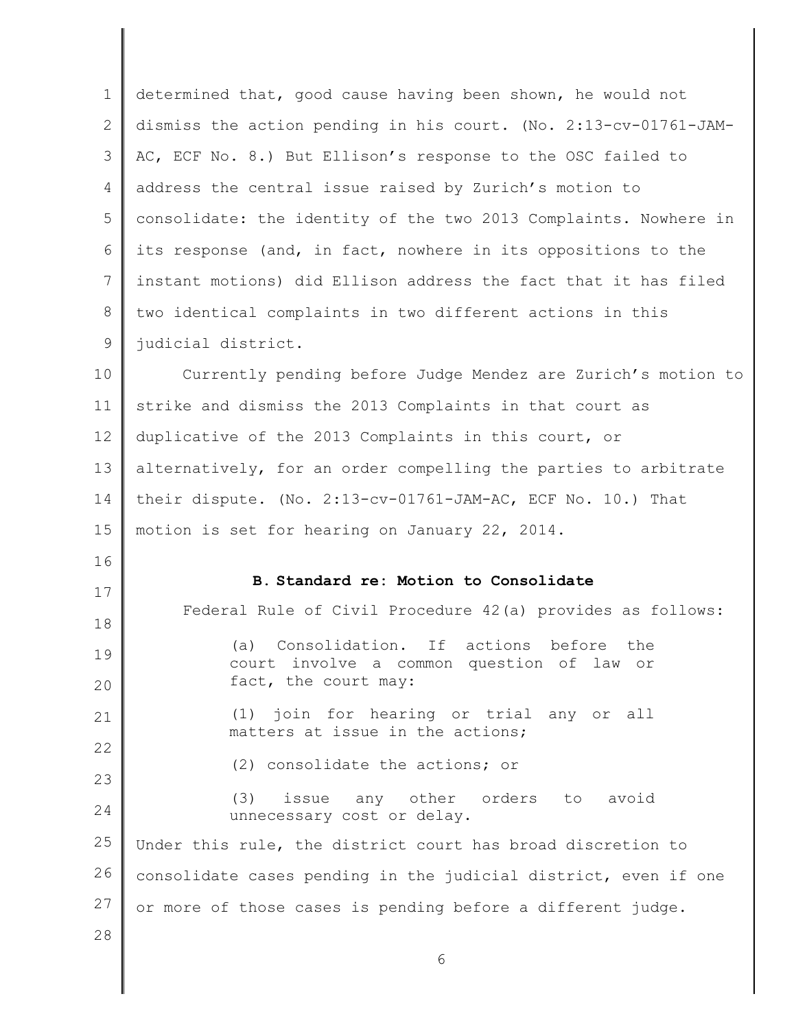determined that, good cause having been shown, he would not dismiss the action pending in his court. (No. 2:13-cv-01761-JAM-AC, ECF No. 8.) But Ellison's response to the OSC failed to address the central issue raised by Zurich's motion to consolidate: the identity of the two 2013 Complaints. Nowhere in its response (and, in fact, nowhere in its oppositions to the instant motions) did Ellison address the fact that it has filed two identical complaints in two different actions in this judicial district.

Currently pending before Judge Mendez are Zurich's motion to strike and dismiss the 2013 Complaints in that court as duplicative of the 2013 Complaints in this court, or alternatively, for an order compelling the parties to arbitrate their dispute. (No. 2:13-cv-01761-JAM-AC, ECF No. 10.) That motion is set for hearing on January 22, 2014.

**B. Standard re: Motion to Consolidate**

Federal Rule of Civil Procedure 42(a) provides as follows:

> (a) Consolidation. If actions before the court involve a common question of law or fact, the court may:
>
> (1) join for hearing or trial any or all matters at issue in the actions;
>
> (2) consolidate the actions; or
>
> (3) issue any other orders to avoid unnecessary cost or delay.

Under this rule, the district court has broad discretion to consolidate cases pending in the judicial district, even if one or more of those cases is pending before a different judge.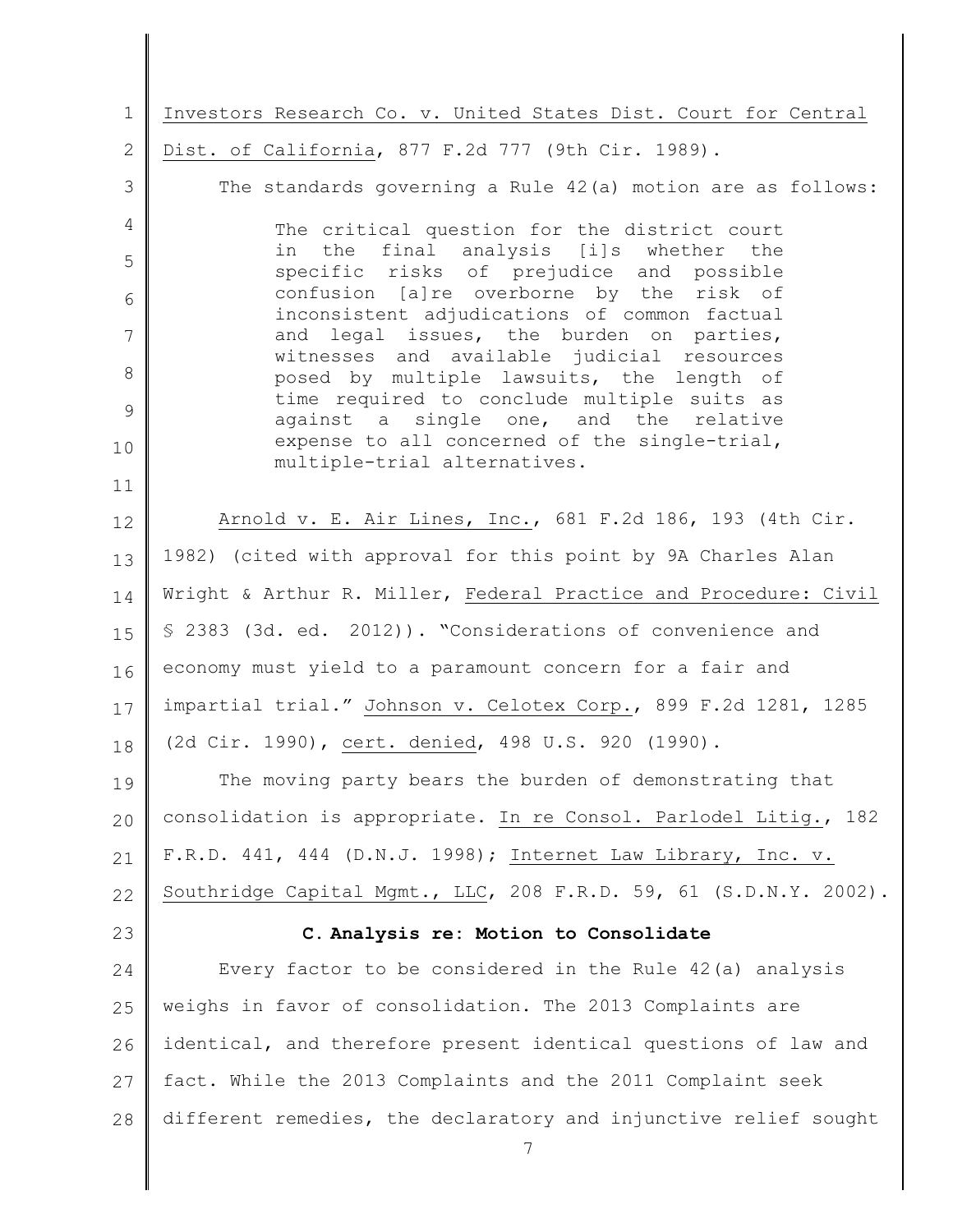Investors Research Co. v. United States Dist. Court for Central Dist. of California, 877 F.2d 777 (9th Cir. 1989).

The standards governing a Rule 42(a) motion are as follows:

> The critical question for the district court in the final analysis [i]s whether the specific risks of prejudice and possible confusion [a]re overborne by the risk of inconsistent adjudications of common factual and legal issues, the burden on parties, witnesses and available judicial resources posed by multiple lawsuits, the length of time required to conclude multiple suits as against a single one, and the relative expense to all concerned of the single-trial, multiple-trial alternatives.

Arnold v. E. Air Lines, Inc., 681 F.2d 186, 193 (4th Cir. 1982) (cited with approval for this point by 9A Charles Alan Wright & Arthur R. Miller, Federal Practice and Procedure: Civil § 2383 (3d. ed. 2012)). "Considerations of convenience and economy must yield to a paramount concern for a fair and impartial trial." Johnson v. Celotex Corp., 899 F.2d 1281, 1285 (2d Cir. 1990), cert. denied, 498 U.S. 920 (1990).

The moving party bears the burden of demonstrating that consolidation is appropriate. In re Consol. Parlodel Litig., 182 F.R.D. 441, 444 (D.N.J. 1998); Internet Law Library, Inc. v. Southridge Capital Mgmt., LLC, 208 F.R.D. 59, 61 (S.D.N.Y. 2002).

### C. Analysis re: Motion to Consolidate

Every factor to be considered in the Rule 42(a) analysis weighs in favor of consolidation. The 2013 Complaints are identical, and therefore present identical questions of law and fact. While the 2013 Complaints and the 2011 Complaint seek different remedies, the declaratory and injunctive relief sought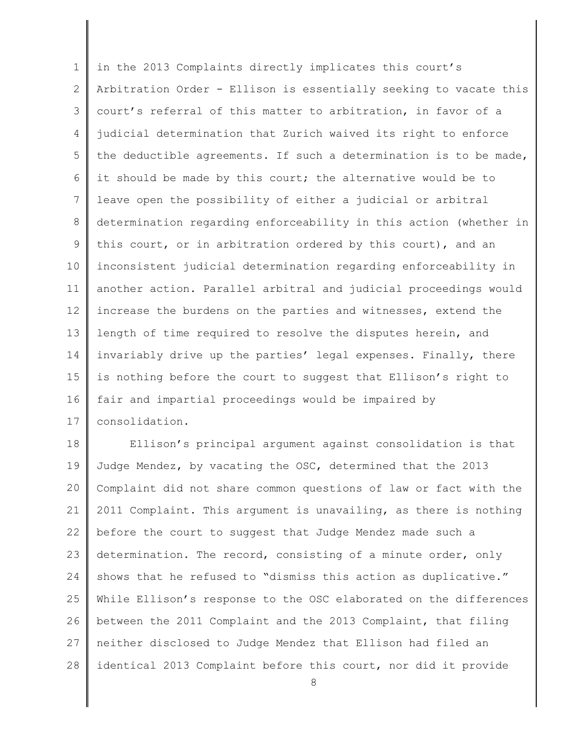in the 2013 Complaints directly implicates this court's Arbitration Order - Ellison is essentially seeking to vacate this court's referral of this matter to arbitration, in favor of a judicial determination that Zurich waived its right to enforce the deductible agreements. If such a determination is to be made, it should be made by this court; the alternative would be to leave open the possibility of either a judicial or arbitral determination regarding enforceability in this action (whether in this court, or in arbitration ordered by this court), and an inconsistent judicial determination regarding enforceability in another action. Parallel arbitral and judicial proceedings would increase the burdens on the parties and witnesses, extend the length of time required to resolve the disputes herein, and invariably drive up the parties' legal expenses. Finally, there is nothing before the court to suggest that Ellison's right to fair and impartial proceedings would be impaired by consolidation.

Ellison's principal argument against consolidation is that Judge Mendez, by vacating the OSC, determined that the 2013 Complaint did not share common questions of law or fact with the 2011 Complaint. This argument is unavailing, as there is nothing before the court to suggest that Judge Mendez made such a determination. The record, consisting of a minute order, only shows that he refused to "dismiss this action as duplicative." While Ellison's response to the OSC elaborated on the differences between the 2011 Complaint and the 2013 Complaint, that filing neither disclosed to Judge Mendez that Ellison had filed an identical 2013 Complaint before this court, nor did it provide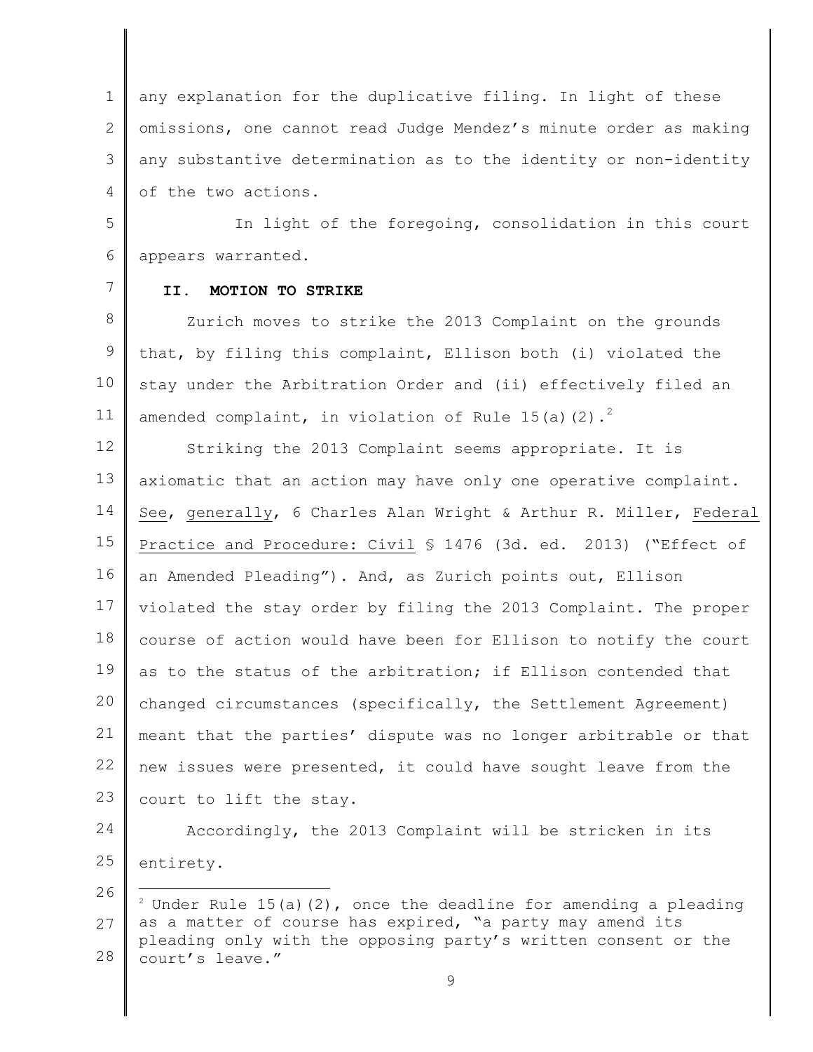any explanation for the duplicative filing. In light of these omissions, one cannot read Judge Mendez's minute order as making any substantive determination as to the identity or non-identity of the two actions.

In light of the foregoing, consolidation in this court appears warranted.

## II. MOTION TO STRIKE

Zurich moves to strike the 2013 Complaint on the grounds that, by filing this complaint, Ellison both (i) violated the stay under the Arbitration Order and (ii) effectively filed an amended complaint, in violation of Rule 15(a)(2).[2]

Striking the 2013 Complaint seems appropriate. It is axiomatic that an action may have only one operative complaint. See, generally, 6 Charles Alan Wright & Arthur R. Miller, Federal Practice and Procedure: Civil § 1476 (3d. ed. 2013) ("Effect of an Amended Pleading"). And, as Zurich points out, Ellison violated the stay order by filing the 2013 Complaint. The proper course of action would have been for Ellison to notify the court as to the status of the arbitration; if Ellison contended that changed circumstances (specifically, the Settlement Agreement) meant that the parties' dispute was no longer arbitrable or that new issues were presented, it could have sought leave from the court to lift the stay.

Accordingly, the 2013 Complaint will be stricken in its entirety.

[2] Under Rule 15(a)(2), once the deadline for amending a pleading as a matter of course has expired, "a party may amend its pleading only with the opposing party's written consent or the court's leave."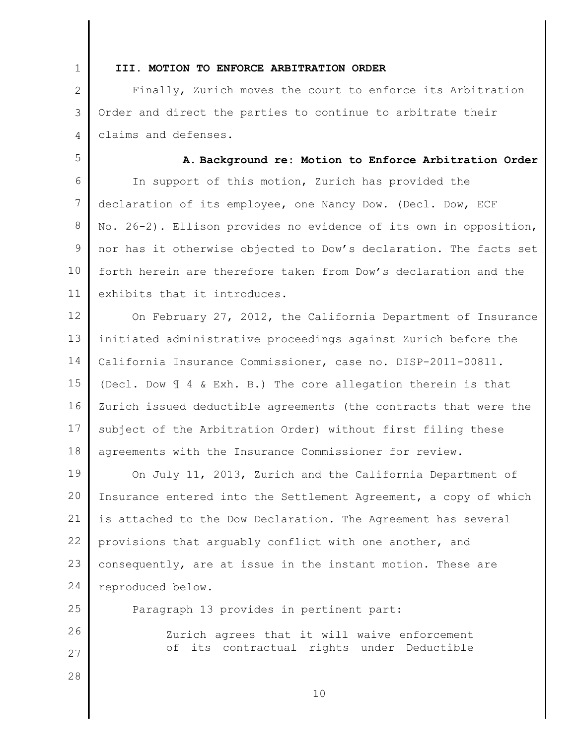## III. MOTION TO ENFORCE ARBITRATION ORDER

Finally, Zurich moves the court to enforce its Arbitration Order and direct the parties to continue to arbitrate their claims and defenses.

### A. Background re: Motion to Enforce Arbitration Order

In support of this motion, Zurich has provided the declaration of its employee, one Nancy Dow. (Decl. Dow, ECF No. 26-2). Ellison provides no evidence of its own in opposition, nor has it otherwise objected to Dow's declaration. The facts set forth herein are therefore taken from Dow's declaration and the exhibits that it introduces.

On February 27, 2012, the California Department of Insurance initiated administrative proceedings against Zurich before the California Insurance Commissioner, case no. DISP-2011-00811. (Decl. Dow ¶ 4 & Exh. B.) The core allegation therein is that Zurich issued deductible agreements (the contracts that were the subject of the Arbitration Order) without first filing these agreements with the Insurance Commissioner for review.

On July 11, 2013, Zurich and the California Department of Insurance entered into the Settlement Agreement, a copy of which is attached to the Dow Declaration. The Agreement has several provisions that arguably conflict with one another, and consequently, are at issue in the instant motion. These are reproduced below.

Paragraph 13 provides in pertinent part:

> Zurich agrees that it will waive enforcement of its contractual rights under Deductible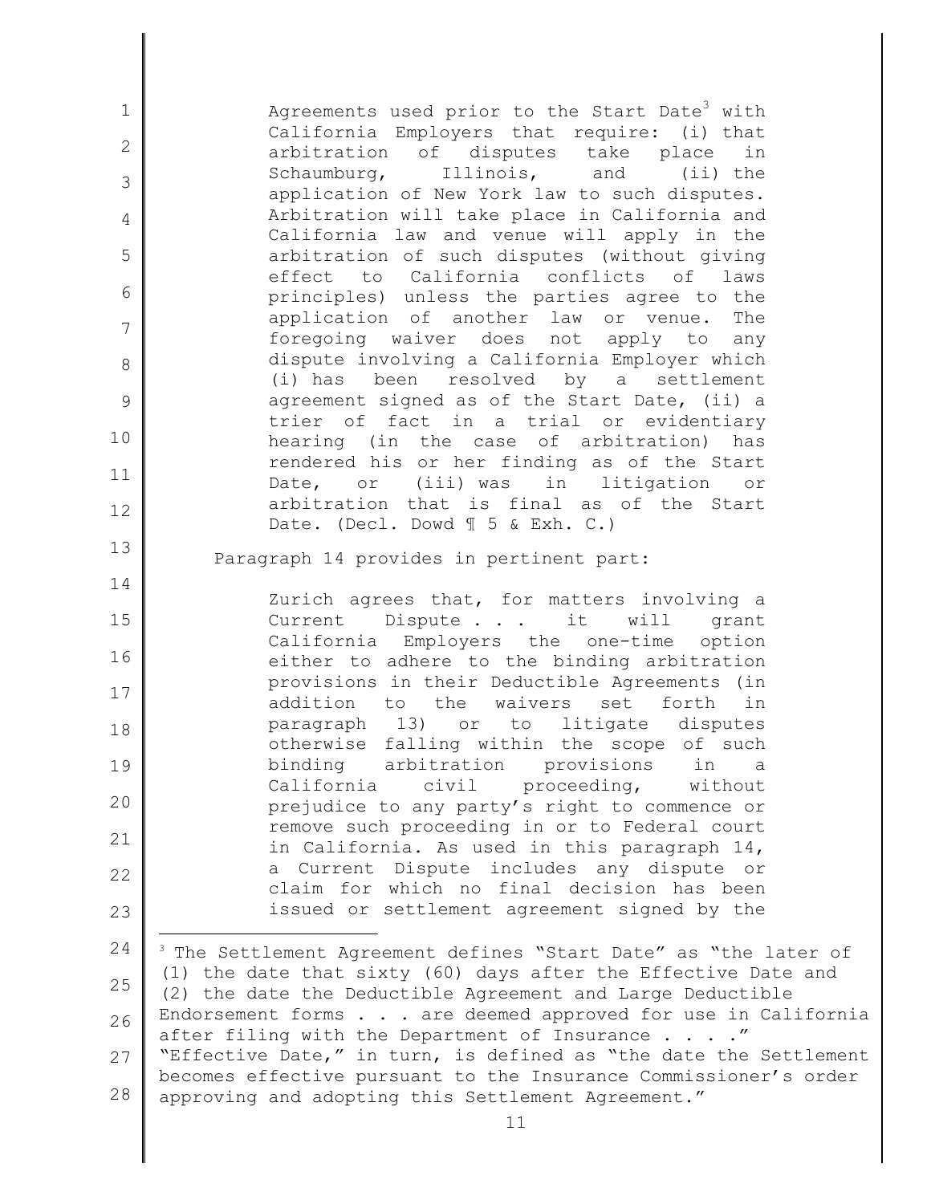> Agreements used prior to the Start Date[3] with California Employers that require: (i) that arbitration of disputes take place in Schaumburg, Illinois, and (ii) the application of New York law to such disputes. Arbitration will take place in California and California law and venue will apply in the arbitration of such disputes (without giving effect to California conflicts of laws principles) unless the parties agree to the application of another law or venue. The foregoing waiver does not apply to any dispute involving a California Employer which (i) has been resolved by a settlement agreement signed as of the Start Date, (ii) a trier of fact in a trial or evidentiary hearing (in the case of arbitration) has rendered his or her finding as of the Start Date, or (iii) was in litigation or arbitration that is final as of the Start Date. (Decl. Dowd ¶ 5 & Exh. C.)

Paragraph 14 provides in pertinent part:

> Zurich agrees that, for matters involving a Current Dispute . . . it will grant California Employers the one-time option either to adhere to the binding arbitration provisions in their Deductible Agreements (in addition to the waivers set forth in paragraph 13) or to litigate disputes otherwise falling within the scope of such binding arbitration provisions in a California civil proceeding, without prejudice to any party's right to commence or remove such proceeding in or to Federal court in California. As used in this paragraph 14, a Current Dispute includes any dispute or claim for which no final decision has been issued or settlement agreement signed by the

---

[3] The Settlement Agreement defines "Start Date" as "the later of (1) the date that sixty (60) days after the Effective Date and (2) the date the Deductible Agreement and Large Deductible Endorsement forms . . . are deemed approved for use in California after filing with the Department of Insurance . . . ." "Effective Date," in turn, is defined as "the date the Settlement becomes effective pursuant to the Insurance Commissioner's order approving and adopting this Settlement Agreement."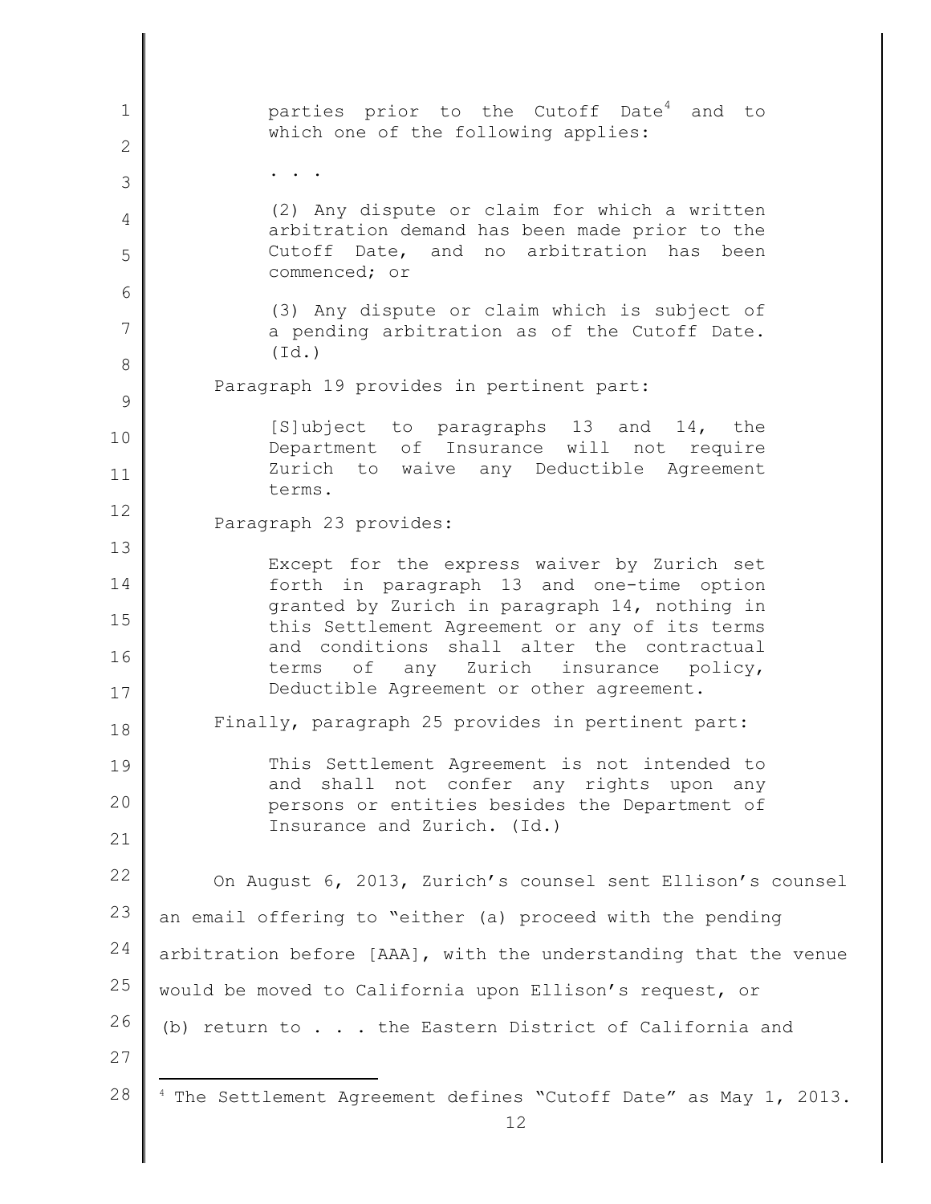> parties prior to the Cutoff Date[4] and to which one of the following applies:
>
> . . .
>
> (2) Any dispute or claim for which a written arbitration demand has been made prior to the Cutoff Date, and no arbitration has been commenced; or
>
> (3) Any dispute or claim which is subject of a pending arbitration as of the Cutoff Date. (Id.)

Paragraph 19 provides in pertinent part:

> [S]ubject to paragraphs 13 and 14, the Department of Insurance will not require Zurich to waive any Deductible Agreement terms.

Paragraph 23 provides:

> Except for the express waiver by Zurich set forth in paragraph 13 and one-time option granted by Zurich in paragraph 14, nothing in this Settlement Agreement or any of its terms and conditions shall alter the contractual terms of any Zurich insurance policy, Deductible Agreement or other agreement.

Finally, paragraph 25 provides in pertinent part:

> This Settlement Agreement is not intended to and shall not confer any rights upon any persons or entities besides the Department of Insurance and Zurich. (Id.)

On August 6, 2013, Zurich's counsel sent Ellison's counsel an email offering to "either (a) proceed with the pending arbitration before [AAA], with the understanding that the venue would be moved to California upon Ellison's request, or (b) return to . . . the Eastern District of California and

---

[4] The Settlement Agreement defines "Cutoff Date" as May 1, 2013.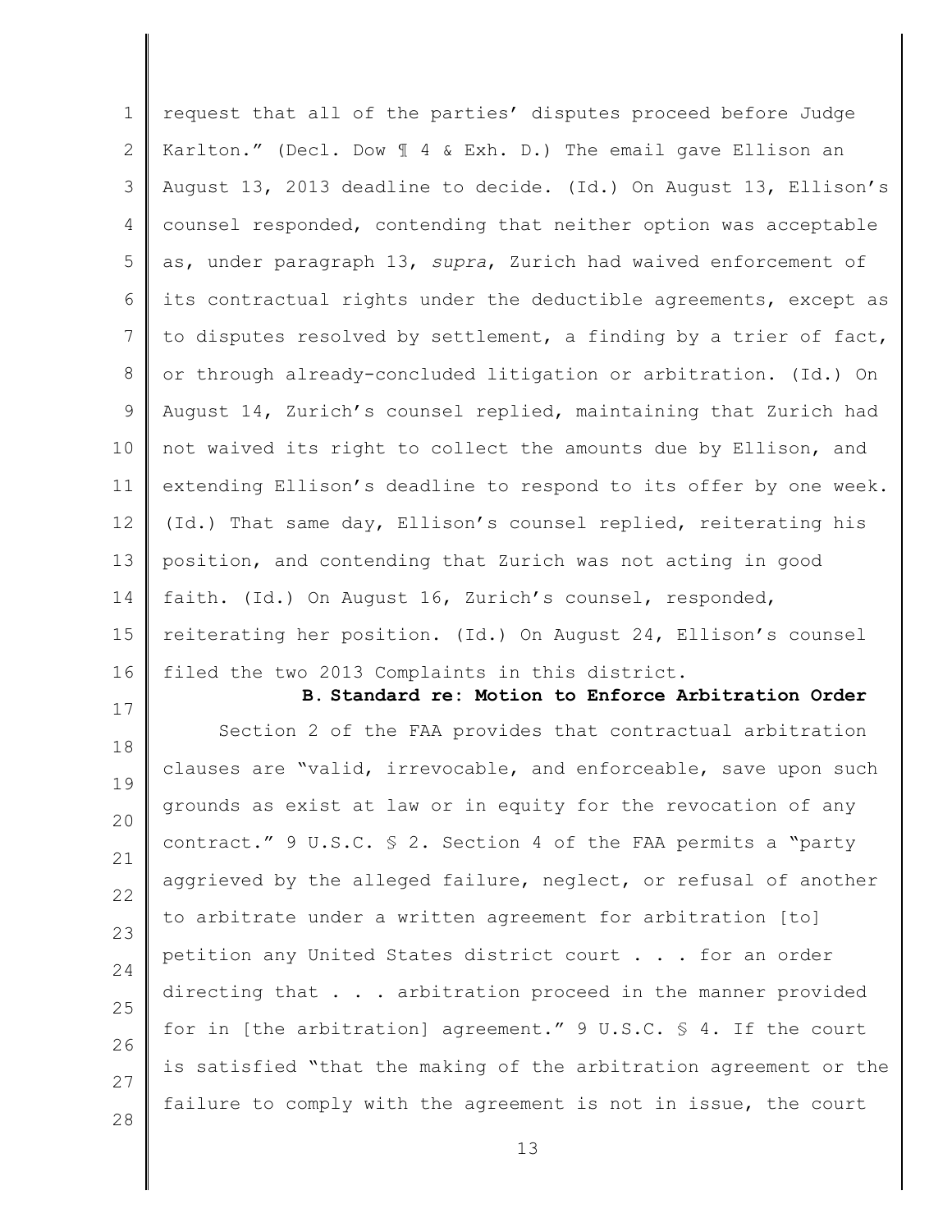request that all of the parties' disputes proceed before Judge Karlton." (Decl. Dow ¶ 4 & Exh. D.) The email gave Ellison an August 13, 2013 deadline to decide. (Id.) On August 13, Ellison's counsel responded, contending that neither option was acceptable as, under paragraph 13, *supra*, Zurich had waived enforcement of its contractual rights under the deductible agreements, except as to disputes resolved by settlement, a finding by a trier of fact, or through already-concluded litigation or arbitration. (Id.) On August 14, Zurich's counsel replied, maintaining that Zurich had not waived its right to collect the amounts due by Ellison, and extending Ellison's deadline to respond to its offer by one week. (Id.) That same day, Ellison's counsel replied, reiterating his position, and contending that Zurich was not acting in good faith. (Id.) On August 16, Zurich's counsel, responded, reiterating her position. (Id.) On August 24, Ellison's counsel filed the two 2013 Complaints in this district.

### B. Standard re: Motion to Enforce Arbitration Order

Section 2 of the FAA provides that contractual arbitration clauses are "valid, irrevocable, and enforceable, save upon such grounds as exist at law or in equity for the revocation of any contract." 9 U.S.C. § 2. Section 4 of the FAA permits a "party aggrieved by the alleged failure, neglect, or refusal of another to arbitrate under a written agreement for arbitration [to] petition any United States district court . . . for an order directing that . . . arbitration proceed in the manner provided for in [the arbitration] agreement." 9 U.S.C. § 4. If the court is satisfied "that the making of the arbitration agreement or the failure to comply with the agreement is not in issue, the court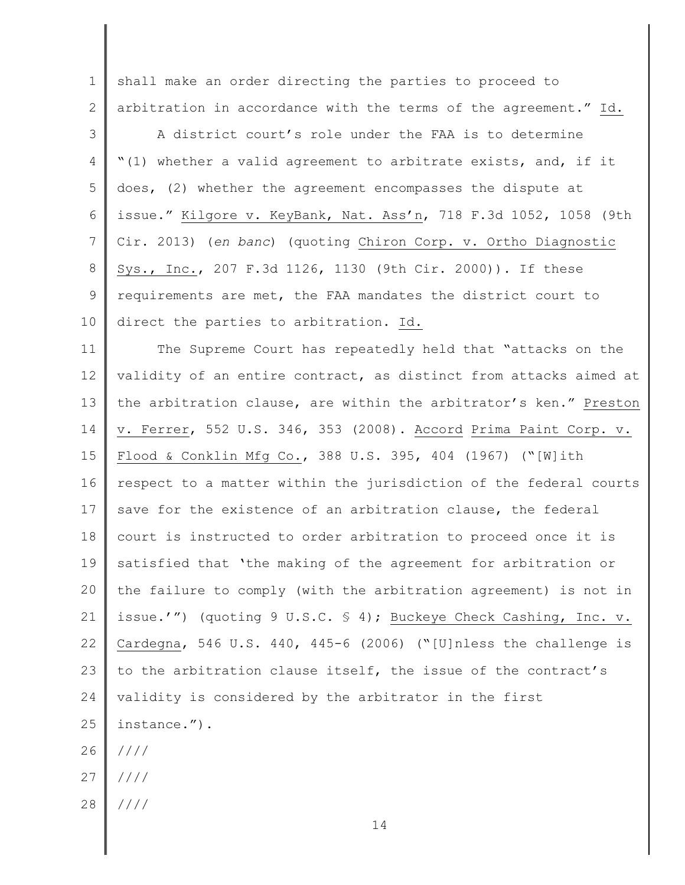shall make an order directing the parties to proceed to arbitration in accordance with the terms of the agreement." Id.

A district court's role under the FAA is to determine "(1) whether a valid agreement to arbitrate exists, and, if it does, (2) whether the agreement encompasses the dispute at issue." Kilgore v. KeyBank, Nat. Ass'n, 718 F.3d 1052, 1058 (9th Cir. 2013) (*en banc*) (quoting Chiron Corp. v. Ortho Diagnostic Sys., Inc., 207 F.3d 1126, 1130 (9th Cir. 2000)). If these requirements are met, the FAA mandates the district court to direct the parties to arbitration. Id.

The Supreme Court has repeatedly held that "attacks on the validity of an entire contract, as distinct from attacks aimed at the arbitration clause, are within the arbitrator's ken." Preston v. Ferrer, 552 U.S. 346, 353 (2008). Accord Prima Paint Corp. v. Flood & Conklin Mfg Co., 388 U.S. 395, 404 (1967) ("[W]ith respect to a matter within the jurisdiction of the federal courts save for the existence of an arbitration clause, the federal court is instructed to order arbitration to proceed once it is satisfied that 'the making of the agreement for arbitration or the failure to comply (with the arbitration agreement) is not in issue.'") (quoting 9 U.S.C. § 4); Buckeye Check Cashing, Inc. v. Cardegna, 546 U.S. 440, 445-6 (2006) ("[U]nless the challenge is to the arbitration clause itself, the issue of the contract's validity is considered by the arbitrator in the first instance.").

////

////

////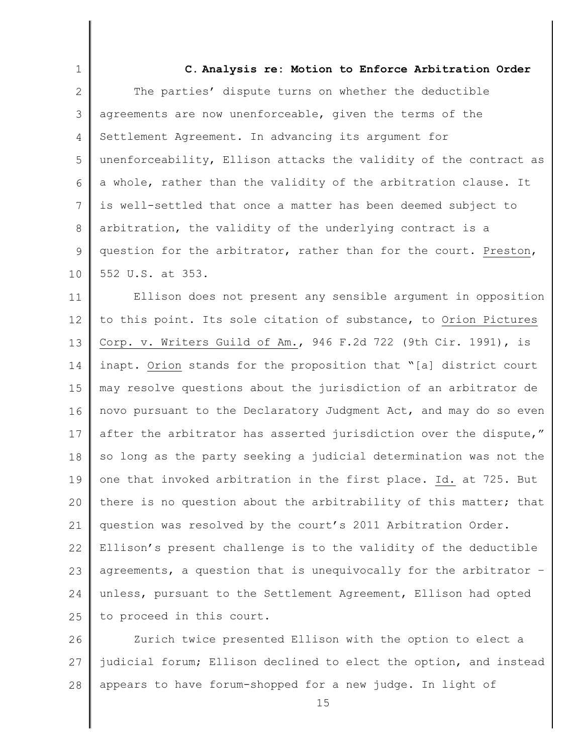### C. Analysis re: Motion to Enforce Arbitration Order

The parties' dispute turns on whether the deductible agreements are now unenforceable, given the terms of the Settlement Agreement. In advancing its argument for unenforceability, Ellison attacks the validity of the contract as a whole, rather than the validity of the arbitration clause. It is well-settled that once a matter has been deemed subject to arbitration, the validity of the underlying contract is a question for the arbitrator, rather than for the court. Preston, 552 U.S. at 353.

Ellison does not present any sensible argument in opposition to this point. Its sole citation of substance, to Orion Pictures Corp. v. Writers Guild of Am., 946 F.2d 722 (9th Cir. 1991), is inapt. Orion stands for the proposition that "[a] district court may resolve questions about the jurisdiction of an arbitrator de novo pursuant to the Declaratory Judgment Act, and may do so even after the arbitrator has asserted jurisdiction over the dispute," so long as the party seeking a judicial determination was not the one that invoked arbitration in the first place. Id. at 725. But there is no question about the arbitrability of this matter; that question was resolved by the court's 2011 Arbitration Order. Ellison's present challenge is to the validity of the deductible agreements, a question that is unequivocally for the arbitrator – unless, pursuant to the Settlement Agreement, Ellison had opted to proceed in this court.

Zurich twice presented Ellison with the option to elect a judicial forum; Ellison declined to elect the option, and instead appears to have forum-shopped for a new judge. In light of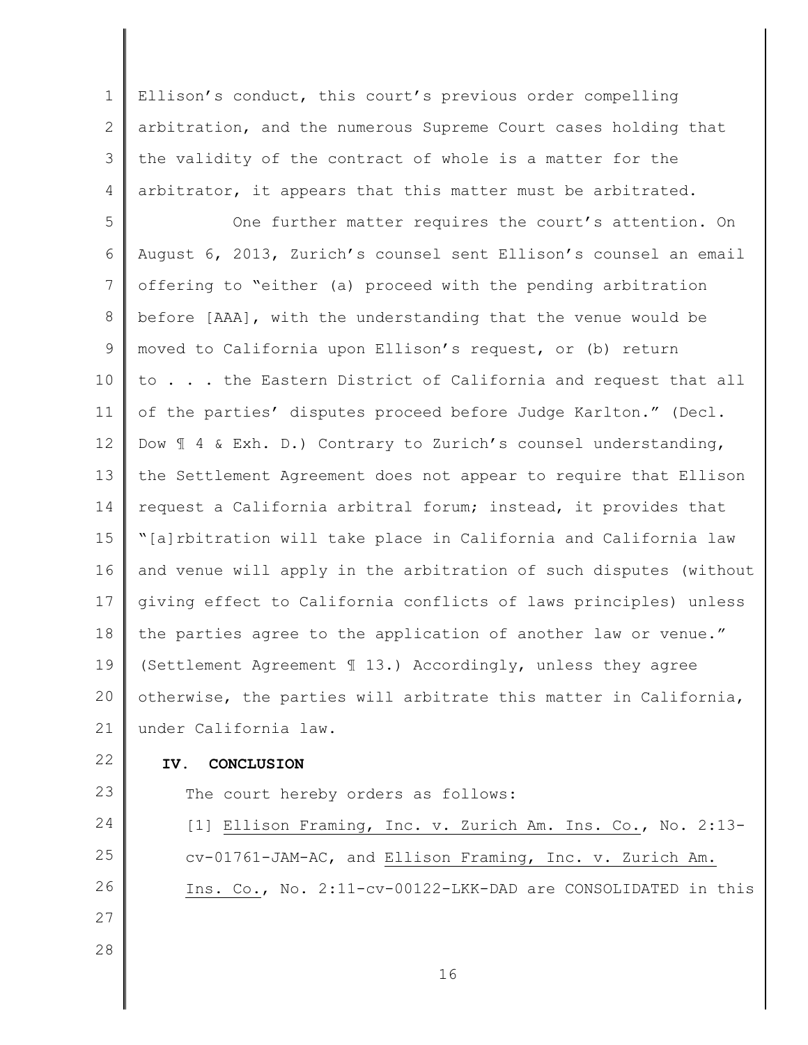Ellison's conduct, this court's previous order compelling arbitration, and the numerous Supreme Court cases holding that the validity of the contract of whole is a matter for the arbitrator, it appears that this matter must be arbitrated.

One further matter requires the court's attention. On August 6, 2013, Zurich's counsel sent Ellison's counsel an email offering to "either (a) proceed with the pending arbitration before [AAA], with the understanding that the venue would be moved to California upon Ellison's request, or (b) return to . . . the Eastern District of California and request that all of the parties' disputes proceed before Judge Karlton." (Decl. Dow ¶ 4 & Exh. D.) Contrary to Zurich's counsel understanding, the Settlement Agreement does not appear to require that Ellison request a California arbitral forum; instead, it provides that "[a]rbitration will take place in California and California law and venue will apply in the arbitration of such disputes (without giving effect to California conflicts of laws principles) unless the parties agree to the application of another law or venue." (Settlement Agreement ¶ 13.) Accordingly, unless they agree otherwise, the parties will arbitrate this matter in California, under California law.

## IV. CONCLUSION

The court hereby orders as follows:

[1] Ellison Framing, Inc. v. Zurich Am. Ins. Co., No. 2:13-cv-01761-JAM-AC, and Ellison Framing, Inc. v. Zurich Am. Ins. Co., No. 2:11-cv-00122-LKK-DAD are CONSOLIDATED in this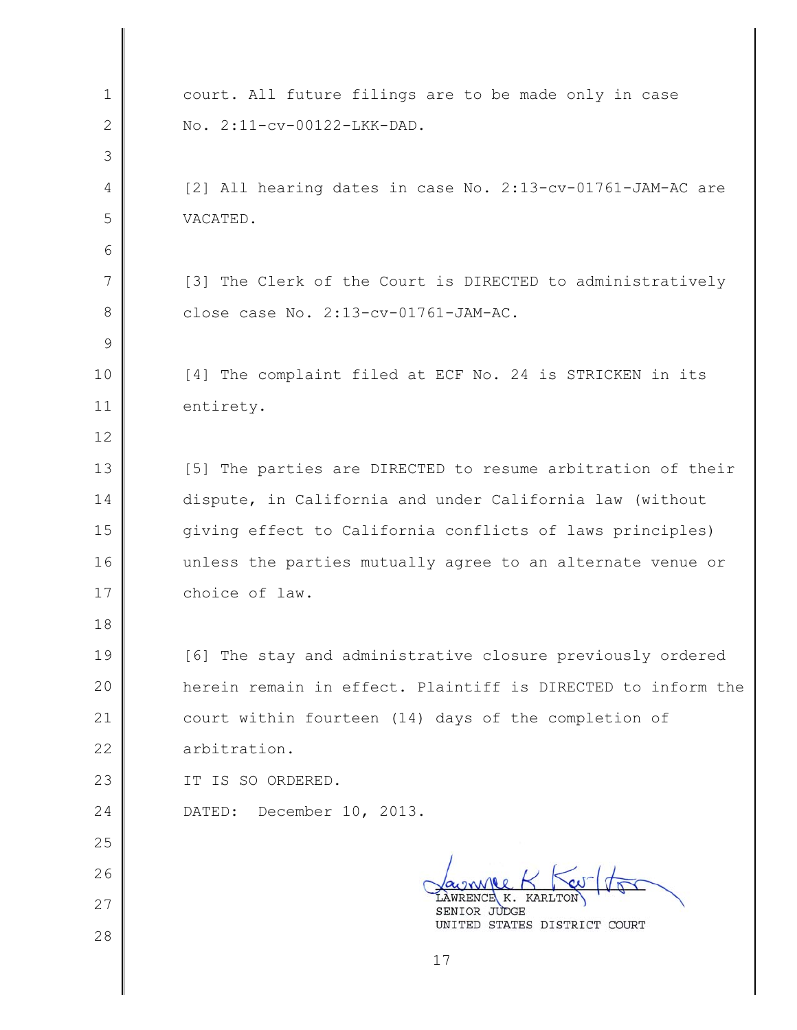court. All future filings are to be made only in case No. 2:11-cv-00122-LKK-DAD.

[2] All hearing dates in case No. 2:13-cv-01761-JAM-AC are VACATED.

[3] The Clerk of the Court is DIRECTED to administratively close case No. 2:13-cv-01761-JAM-AC.

[4] The complaint filed at ECF No. 24 is STRICKEN in its entirety.

[5] The parties are DIRECTED to resume arbitration of their dispute, in California and under California law (without giving effect to California conflicts of laws principles) unless the parties mutually agree to an alternate venue or choice of law.

[6] The stay and administrative closure previously ordered herein remain in effect. Plaintiff is DIRECTED to inform the court within fourteen (14) days of the completion of arbitration.

IT IS SO ORDERED.

DATED: December 10, 2013.

LAWRENCE K. KARLTON
SENIOR JUDGE
UNITED STATES DISTRICT COURT